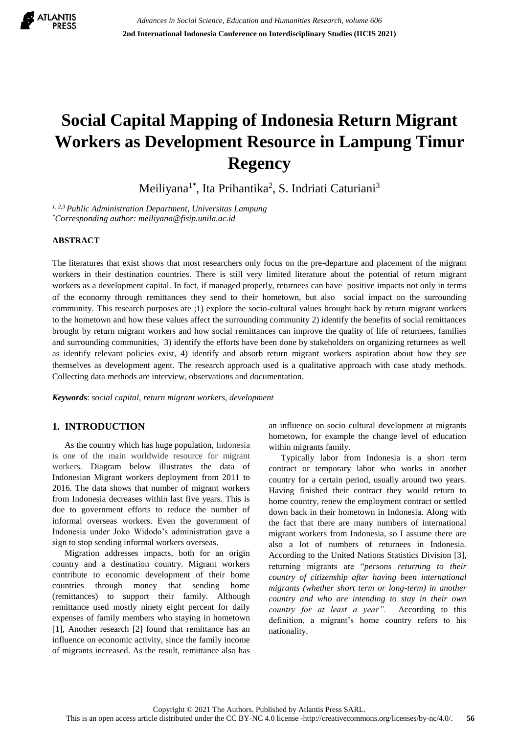# Social Capital Mapping of Indonesia Return Migrant Workers as Development Resource in Lampung Timur Regency

Meiliyana[1*], Ita Prihantika[2], S. Indriati Caturiani[3]

*[1, 2,3] Public Administration Department, Universitas Lampung*
*[*]Corresponding author: meiliyana@fisip.unila.ac.id*

## ABSTRACT

The literatures that exist shows that most researchers only focus on the pre-departure and placement of the migrant workers in their destination countries. There is still very limited literature about the potential of return migrant workers as a development capital. In fact, if managed properly, returnees can have positive impacts not only in terms of the economy through remittances they send to their hometown, but also social impact on the surrounding community. This research purposes are ;1) explore the socio-cultural values brought back by return migrant workers to the hometown and how these values affect the surrounding community 2) identify the benefits of social remittances brought by return migrant workers and how social remittances can improve the quality of life of returnees, families and surrounding communities, 3) identify the efforts have been done by stakeholders on organizing returnees as well as identify relevant policies exist, 4) identify and absorb return migrant workers aspiration about how they see themselves as development agent. The research approach used is a qualitative approach with case study methods. Collecting data methods are interview, observations and documentation.

***Keywords***: *social capital, return migrant workers, development*

## 1. INTRODUCTION

As the country which has huge population, Indonesia is one of the main worldwide resource for migrant workers. Diagram below illustrates the data of Indonesian Migrant workers deployment from 2011 to 2016. The data shows that number of migrant workers from Indonesia decreases within last five years. This is due to government efforts to reduce the number of informal overseas workers. Even the government of Indonesia under Joko Widodo's administration gave a sign to stop sending informal workers overseas.

Migration addresses impacts, both for an origin country and a destination country. Migrant workers contribute to economic development of their home countries through money that sending home (remittances) to support their family. Although remittance used mostly ninety eight percent for daily expenses of family members who staying in hometown [1], Another research [2] found that remittance has an influence on economic activity, since the family income of migrants increased. As the result, remittance also has an influence on socio cultural development at migrants hometown, for example the change level of education within migrants family.

Typically labor from Indonesia is a short term contract or temporary labor who works in another country for a certain period, usually around two years. Having finished their contract they would return to home country, renew the employment contract or settled down back in their hometown in Indonesia. Along with the fact that there are many numbers of international migrant workers from Indonesia, so I assume there are also a lot of numbers of returnees in Indonesia. According to the United Nations Statistics Division [3], returning migrants are "*persons returning to their country of citizenship after having been international migrants (whether short term or long-term) in another country and who are intending to stay in their own country for at least a year".* According to this definition, a migrant's home country refers to his nationality.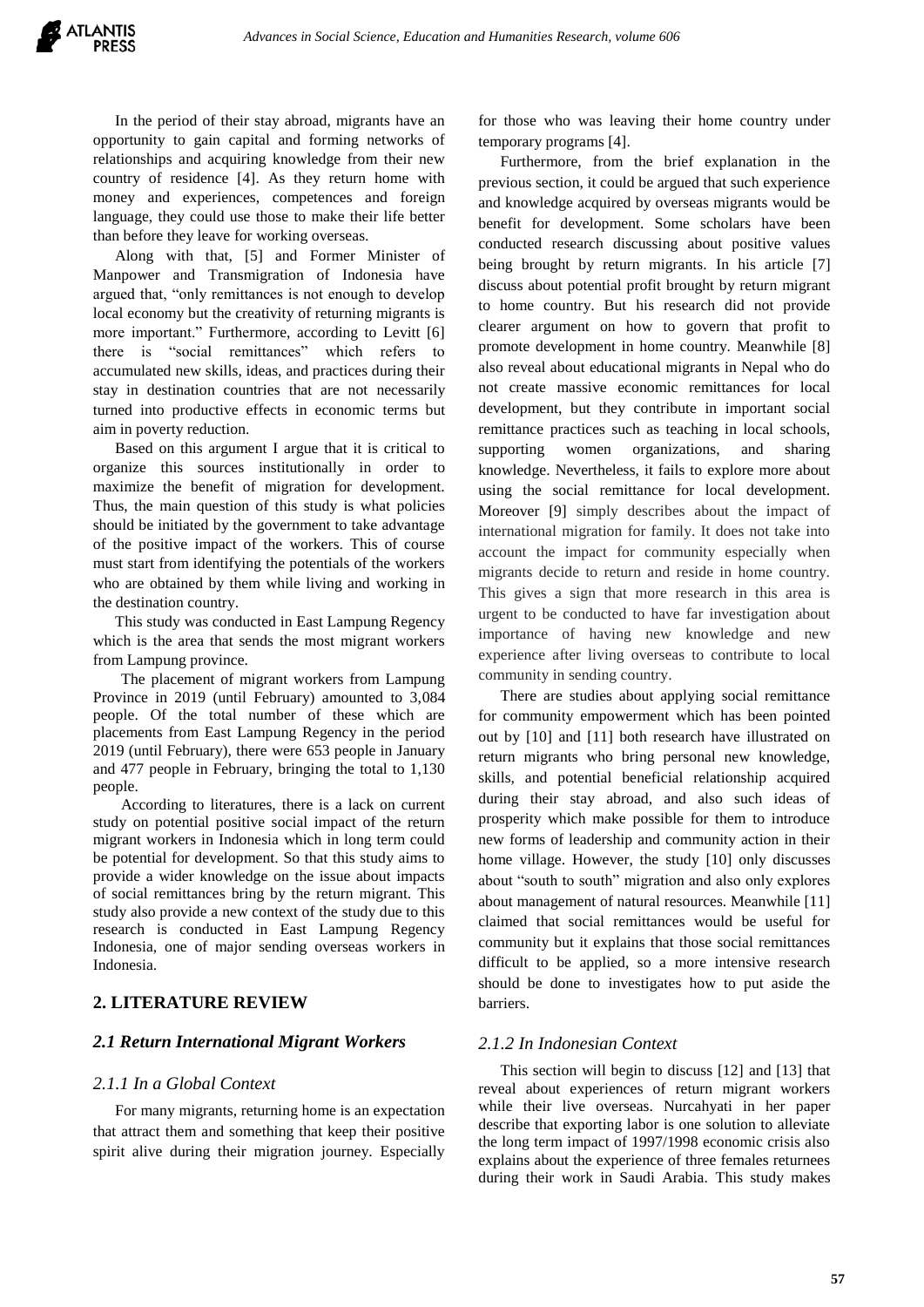In the period of their stay abroad, migrants have an opportunity to gain capital and forming networks of relationships and acquiring knowledge from their new country of residence [4]. As they return home with money and experiences, competences and foreign language, they could use those to make their life better than before they leave for working overseas.

Along with that, [5] and Former Minister of Manpower and Transmigration of Indonesia have argued that, "only remittances is not enough to develop local economy but the creativity of returning migrants is more important." Furthermore, according to Levitt [6] there is "social remittances" which refers to accumulated new skills, ideas, and practices during their stay in destination countries that are not necessarily turned into productive effects in economic terms but aim in poverty reduction.

Based on this argument I argue that it is critical to organize this sources institutionally in order to maximize the benefit of migration for development. Thus, the main question of this study is what policies should be initiated by the government to take advantage of the positive impact of the workers. This of course must start from identifying the potentials of the workers who are obtained by them while living and working in the destination country.

This study was conducted in East Lampung Regency which is the area that sends the most migrant workers from Lampung province.

The placement of migrant workers from Lampung Province in 2019 (until February) amounted to 3,084 people. Of the total number of these which are placements from East Lampung Regency in the period 2019 (until February), there were 653 people in January and 477 people in February, bringing the total to 1,130 people.

According to literatures, there is a lack on current study on potential positive social impact of the return migrant workers in Indonesia which in long term could be potential for development. So that this study aims to provide a wider knowledge on the issue about impacts of social remittances bring by the return migrant. This study also provide a new context of the study due to this research is conducted in East Lampung Regency Indonesia, one of major sending overseas workers in Indonesia.

## 2. LITERATURE REVIEW

### *2.1 Return International Migrant Workers*

#### *2.1.1 In a Global Context*

For many migrants, returning home is an expectation that attract them and something that keep their positive spirit alive during their migration journey. Especially for those who was leaving their home country under temporary programs [4].

Furthermore, from the brief explanation in the previous section, it could be argued that such experience and knowledge acquired by overseas migrants would be benefit for development. Some scholars have been conducted research discussing about positive values being brought by return migrants. In his article [7] discuss about potential profit brought by return migrant to home country. But his research did not provide clearer argument on how to govern that profit to promote development in home country. Meanwhile [8] also reveal about educational migrants in Nepal who do not create massive economic remittances for local development, but they contribute in important social remittance practices such as teaching in local schools, supporting women organizations, and sharing knowledge. Nevertheless, it fails to explore more about using the social remittance for local development. Moreover [9] simply describes about the impact of international migration for family. It does not take into account the impact for community especially when migrants decide to return and reside in home country. This gives a sign that more research in this area is urgent to be conducted to have far investigation about importance of having new knowledge and new experience after living overseas to contribute to local community in sending country.

There are studies about applying social remittance for community empowerment which has been pointed out by [10] and [11] both research have illustrated on return migrants who bring personal new knowledge, skills, and potential beneficial relationship acquired during their stay abroad, and also such ideas of prosperity which make possible for them to introduce new forms of leadership and community action in their home village. However, the study [10] only discusses about "south to south" migration and also only explores about management of natural resources. Meanwhile [11] claimed that social remittances would be useful for community but it explains that those social remittances difficult to be applied, so a more intensive research should be done to investigates how to put aside the barriers.

#### *2.1.2 In Indonesian Context*

This section will begin to discuss [12] and [13] that reveal about experiences of return migrant workers while their live overseas. Nurcahyati in her paper describe that exporting labor is one solution to alleviate the long term impact of 1997/1998 economic crisis also explains about the experience of three females returnees during their work in Saudi Arabia. This study makes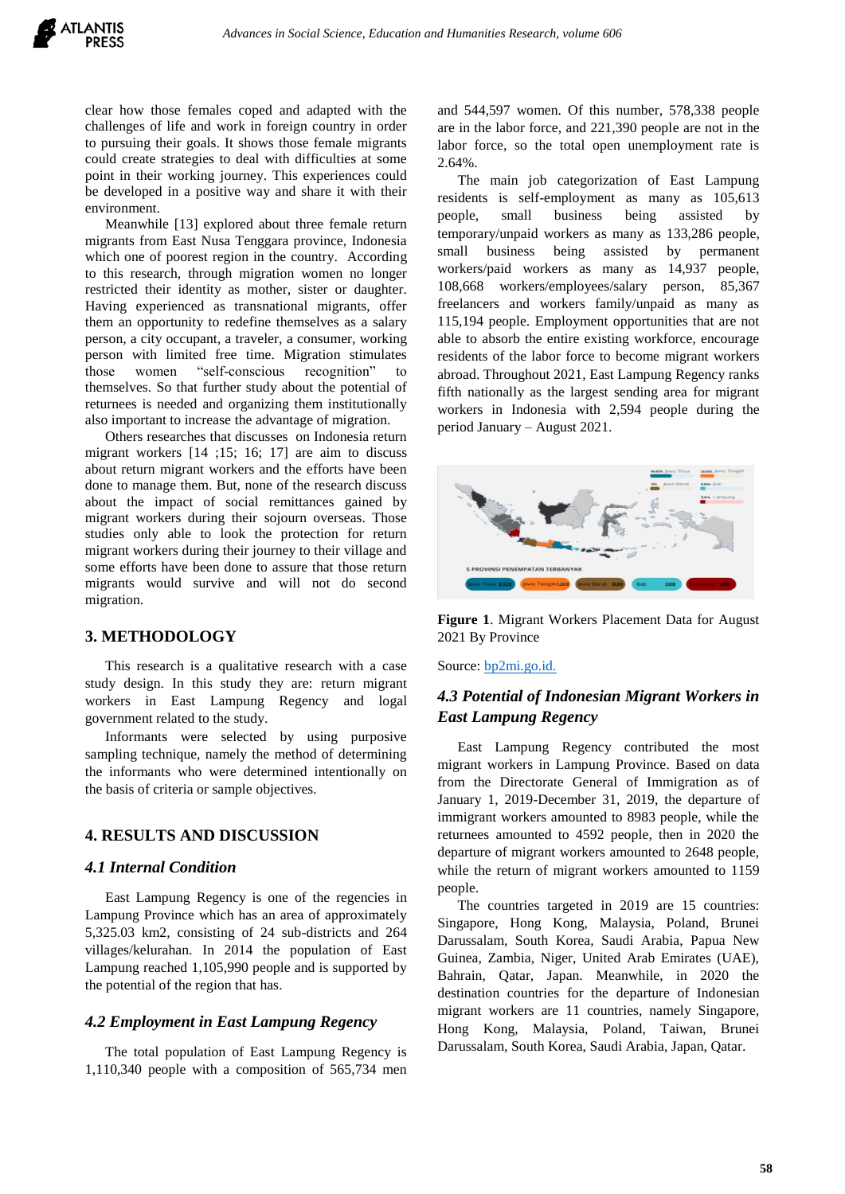clear how those females coped and adapted with the challenges of life and work in foreign country in order to pursuing their goals. It shows those female migrants could create strategies to deal with difficulties at some point in their working journey. This experiences could be developed in a positive way and share it with their environment.

Meanwhile [13] explored about three female return migrants from East Nusa Tenggara province, Indonesia which one of poorest region in the country. According to this research, through migration women no longer restricted their identity as mother, sister or daughter. Having experienced as transnational migrants, offer them an opportunity to redefine themselves as a salary person, a city occupant, a traveler, a consumer, working person with limited free time. Migration stimulates those women "self-conscious recognition" to themselves. So that further study about the potential of returnees is needed and organizing them institutionally also important to increase the advantage of migration.

Others researches that discusses on Indonesia return migrant workers [14 ;15; 16; 17] are aim to discuss about return migrant workers and the efforts have been done to manage them. But, none of the research discuss about the impact of social remittances gained by migrant workers during their sojourn overseas. Those studies only able to look the protection for return migrant workers during their journey to their village and some efforts have been done to assure that those return migrants would survive and will not do second migration.

## 3. METHODOLOGY

This research is a qualitative research with a case study design. In this study they are: return migrant workers in East Lampung Regency and logal government related to the study.

Informants were selected by using purposive sampling technique, namely the method of determining the informants who were determined intentionally on the basis of criteria or sample objectives.

## 4. RESULTS AND DISCUSSION

### *4.1 Internal Condition*

East Lampung Regency is one of the regencies in Lampung Province which has an area of approximately 5,325.03 km2, consisting of 24 sub-districts and 264 villages/kelurahan. In 2014 the population of East Lampung reached 1,105,990 people and is supported by the potential of the region that has.

### *4.2 Employment in East Lampung Regency*

The total population of East Lampung Regency is 1,110,340 people with a composition of 565,734 men and 544,597 women. Of this number, 578,338 people are in the labor force, and 221,390 people are not in the labor force, so the total open unemployment rate is 2.64%.

The main job categorization of East Lampung residents is self-employment as many as 105,613 people, small business being assisted by temporary/unpaid workers as many as 133,286 people, small business being assisted by permanent workers/paid workers as many as 14,937 people, 108,668 workers/employees/salary person, 85,367 freelancers and workers family/unpaid as many as 115,194 people. Employment opportunities that are not able to absorb the entire existing workforce, encourage residents of the labor force to become migrant workers abroad. Throughout 2021, East Lampung Regency ranks fifth nationally as the largest sending area for migrant workers in Indonesia with 2,594 people during the period January – August 2021.

**Figure 1**. Migrant Workers Placement Data for August 2021 By Province

Source: bp2mi.go.id.

### *4.3 Potential of Indonesian Migrant Workers in East Lampung Regency*

East Lampung Regency contributed the most migrant workers in Lampung Province. Based on data from the Directorate General of Immigration as of January 1, 2019-December 31, 2019, the departure of immigrant workers amounted to 8983 people, while the returnees amounted to 4592 people, then in 2020 the departure of migrant workers amounted to 2648 people, while the return of migrant workers amounted to 1159 people.

The countries targeted in 2019 are 15 countries: Singapore, Hong Kong, Malaysia, Poland, Brunei Darussalam, South Korea, Saudi Arabia, Papua New Guinea, Zambia, Niger, United Arab Emirates (UAE), Bahrain, Qatar, Japan. Meanwhile, in 2020 the destination countries for the departure of Indonesian migrant workers are 11 countries, namely Singapore, Hong Kong, Malaysia, Poland, Taiwan, Brunei Darussalam, South Korea, Saudi Arabia, Japan, Qatar.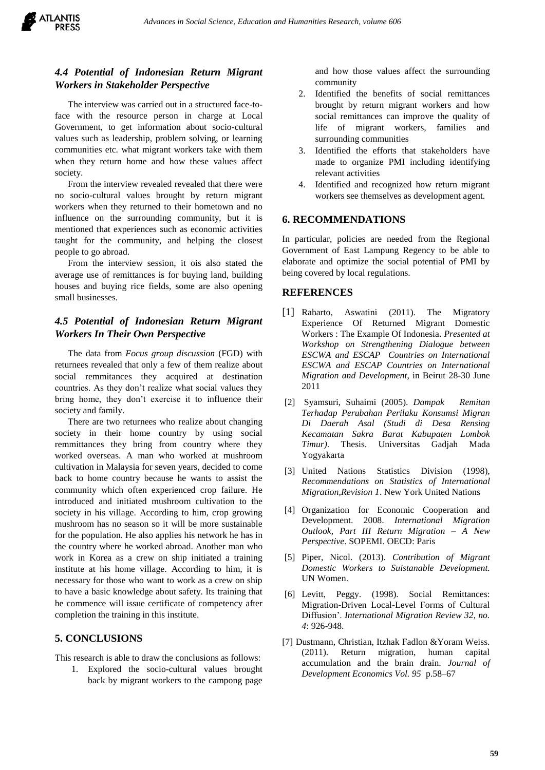### *4.4 Potential of Indonesian Return Migrant Workers in Stakeholder Perspective*

The interview was carried out in a structured face-to-face with the resource person in charge at Local Government, to get information about socio-cultural values such as leadership, problem solving, or learning communities etc. what migrant workers take with them when they return home and how these values affect society.

From the interview revealed revealed that there were no socio-cultural values brought by return migrant workers when they returned to their hometown and no influence on the surrounding community, but it is mentioned that experiences such as economic activities taught for the community, and helping the closest people to go abroad.

From the interview session, it ois also stated the average use of remittances is for buying land, building houses and buying rice fields, some are also opening small businesses.

### *4.5 Potential of Indonesian Return Migrant Workers In Their Own Perspective*

The data from *Focus group discussion* (FGD) with returnees revealed that only a few of them realize about social remmitances they acquired at destination countries. As they don't realize what social values they bring home, they don't exercise it to influence their society and family.

There are two returnees who realize about changing society in their home country by using social remmittances they bring from country where they worked overseas. A man who worked at mushroom cultivation in Malaysia for seven years, decided to come back to home country because he wants to assist the community which often experienced crop failure. He introduced and initiated mushroom cultivation to the society in his village. According to him, crop growing mushroom has no season so it will be more sustainable for the population. He also applies his network he has in the country where he worked abroad. Another man who work in Korea as a crew on ship initiated a training institute at his home village. According to him, it is necessary for those who want to work as a crew on ship to have a basic knowledge about safety. Its training that he commence will issue certificate of competency after completion the training in this institute.

## 5. CONCLUSIONS

This research is able to draw the conclusions as follows:

1. Explored the socio-cultural values brought back by migrant workers to the campong page and how those values affect the surrounding community
2. Identified the benefits of social remittances brought by return migrant workers and how social remittances can improve the quality of life of migrant workers, families and surrounding communities
3. Identified the efforts that stakeholders have made to organize PMI including identifying relevant activities
4. Identified and recognized how return migrant workers see themselves as development agent.

## 6. RECOMMENDATIONS

In particular, policies are needed from the Regional Government of East Lampung Regency to be able to elaborate and optimize the social potential of PMI by being covered by local regulations.

## REFERENCES

[1] Raharto, Aswatini (2011). The Migratory Experience Of Returned Migrant Domestic Workers : The Example Of Indonesia. *Presented at Workshop on Strengthening Dialogue between ESCWA and ESCAP Countries on International ESCWA and ESCAP Countries on International Migration and Development*, in Beirut 28-30 June 2011

[2] Syamsuri, Suhaimi (2005). *Dampak Remitan Terhadap Perubahan Perilaku Konsumsi Migran Di Daerah Asal (Studi di Desa Rensing Kecamatan Sakra Barat Kabupaten Lombok Timur)*. Thesis. Universitas Gadjah Mada Yogyakarta

[3] United Nations Statistics Division (1998), *Recommendations on Statistics of International Migration,Revision 1*. New York United Nations

[4] Organization for Economic Cooperation and Development. 2008. *International Migration Outlook, Part III Return Migration – A New Perspective*. SOPEMI. OECD: Paris

[5] Piper, Nicol. (2013). *Contribution of Migrant Domestic Workers to Suistanable Development.* UN Women.

[6] Levitt, Peggy. (1998). Social Remittances: Migration-Driven Local-Level Forms of Cultural Diffusion'. *International Migration Review 32, no. 4*: 926-948.

[7] Dustmann, Christian, Itzhak Fadlon &Yoram Weiss. (2011). Return migration, human capital accumulation and the brain drain. *Journal of Development Economics Vol. 95* p.58–67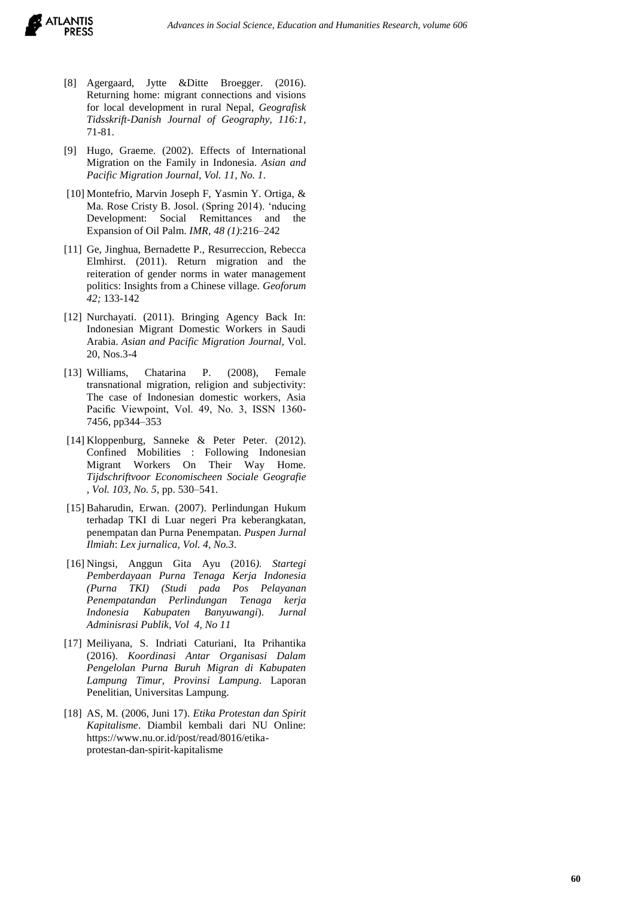[8] Agergaard, Jytte &Ditte Broegger. (2016). Returning home: migrant connections and visions for local development in rural Nepal, *Geografisk Tidsskrift-Danish Journal of Geography, 116:1*, 71-81.

[9] Hugo, Graeme. (2002). Effects of International Migration on the Family in Indonesia. *Asian and Pacific Migration Journal, Vol. 11, No. 1*.

[10] Montefrio, Marvin Joseph F, Yasmin Y. Ortiga, & Ma. Rose Cristy B. Josol. (Spring 2014). 'nducing Development: Social Remittances and the Expansion of Oil Palm. *IMR, 48 (1)*:216–242

[11] Ge, Jinghua, Bernadette P., Resurreccion, Rebecca Elmhirst. (2011). Return migration and the reiteration of gender norms in water management politics: Insights from a Chinese village. *Geoforum 42;* 133-142

[12] Nurchayati. (2011). Bringing Agency Back In: Indonesian Migrant Domestic Workers in Saudi Arabia. *Asian and Pacific Migration Journal*, Vol. 20, Nos.3-4

[13] Williams, Chatarina P. (2008), Female transnational migration, religion and subjectivity: The case of Indonesian domestic workers, Asia Pacific Viewpoint, Vol. 49, No. 3, ISSN 1360-7456, pp344–353

[14] Kloppenburg, Sanneke & Peter Peter. (2012). Confined Mobilities : Following Indonesian Migrant Workers On Their Way Home. *Tijdschriftvoor Economischeen Sociale Geografie , Vol. 103, No. 5*, pp. 530–541.

[15] Baharudin, Erwan. (2007). Perlindungan Hukum terhadap TKI di Luar negeri Pra keberangkatan, penempatan dan Purna Penempatan. *Puspen Jurnal Ilmiah*: *Lex jurnalica*, *Vol. 4, No.3*.

[16] Ningsi, Anggun Gita Ayu (2016*). Startegi Pemberdayaan Purna Tenaga Kerja Indonesia (Purna TKI) (Studi pada Pos Pelayanan Penempatandan Perlindungan Tenaga kerja Indonesia Kabupaten Banyuwangi*). *Jurnal Adminisrasi Publik, Vol 4, No 11*

[17] Meiliyana, S. Indriati Caturiani, Ita Prihantika (2016). *Koordinasi Antar Organisasi Dalam Pengelolan Purna Buruh Migran di Kabupaten Lampung Timur, Provinsi Lampung*. Laporan Penelitian, Universitas Lampung.

[18] AS, M. (2006, Juni 17). *Etika Protestan dan Spirit Kapitalisme*. Diambil kembali dari NU Online: https://www.nu.or.id/post/read/8016/etika-protestan-dan-spirit-kapitalisme